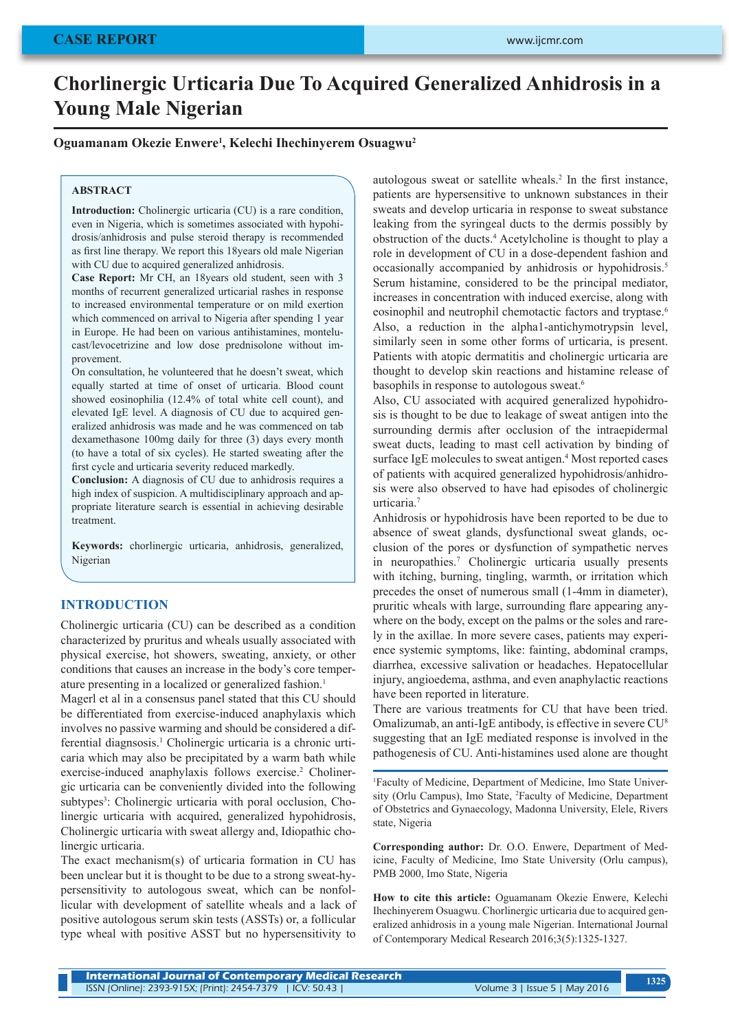CASE REPORT

# Chorlinergic Urticaria Due To Acquired Generalized Anhidrosis in a Young Male Nigerian

**Oguamanam Okezie Enwere[1], Kelechi Ihechinyerem Osuagwu[2]**

## ABSTRACT

**Introduction:** Cholinergic urticaria (CU) is a rare condition, even in Nigeria, which is sometimes associated with hypohidrosis/anhidrosis and pulse steroid therapy is recommended as first line therapy. We report this 18years old male Nigerian with CU due to acquired generalized anhidrosis.

**Case Report:** Mr CH, an 18years old student, seen with 3 months of recurrent generalized urticarial rashes in response to increased environmental temperature or on mild exertion which commenced on arrival to Nigeria after spending 1 year in Europe. He had been on various antihistamines, montelucast/levocetrizine and low dose prednisolone without improvement.

On consultation, he volunteered that he doesn't sweat, which equally started at time of onset of urticaria. Blood count showed eosinophilia (12.4% of total white cell count), and elevated IgE level. A diagnosis of CU due to acquired generalized anhidrosis was made and he was commenced on tab dexamethasone 100mg daily for three (3) days every month (to have a total of six cycles). He started sweating after the first cycle and urticaria severity reduced markedly.

**Conclusion:** A diagnosis of CU due to anhidrosis requires a high index of suspicion. A multidisciplinary approach and appropriate literature search is essential in achieving desirable treatment.

**Keywords:** chorlinergic urticaria, anhidrosis, generalized, Nigerian

## INTRODUCTION

Cholinergic urticaria (CU) can be described as a condition characterized by pruritus and wheals usually associated with physical exercise, hot showers, sweating, anxiety, or other conditions that causes an increase in the body's core temperature presenting in a localized or generalized fashion.[1]

Magerl et al in a consensus panel stated that this CU should be differentiated from exercise-induced anaphylaxis which involves no passive warming and should be considered a differential diagnsosis.[1] Cholinergic urticaria is a chronic urticaria which may also be precipitated by a warm bath while exercise-induced anaphylaxis follows exercise.[2] Cholinergic urticaria can be conveniently divided into the following subtypes[3]: Cholinergic urticaria with poral occlusion, Cholinergic urticaria with acquired, generalized hypohidrosis, Cholinergic urticaria with sweat allergy and, Idiopathic cholinergic urticaria.

The exact mechanism(s) of urticaria formation in CU has been unclear but it is thought to be due to a strong sweat-hypersensitivity to autologous sweat, which can be nonfollicular with development of satellite wheals and a lack of positive autologous serum skin tests (ASSTs) or, a follicular type wheal with positive ASST but no hypersensitivity to autologous sweat or satellite wheals.[2] In the first instance, patients are hypersensitive to unknown substances in their sweats and develop urticaria in response to sweat substance leaking from the syringeal ducts to the dermis possibly by obstruction of the ducts.[4] Acetylcholine is thought to play a role in development of CU in a dose-dependent fashion and occasionally accompanied by anhidrosis or hypohidrosis.[5] Serum histamine, considered to be the principal mediator, increases in concentration with induced exercise, along with eosinophil and neutrophil chemotactic factors and tryptase.[6] Also, a reduction in the alpha1-antichymotrypsin level, similarly seen in some other forms of urticaria, is present. Patients with atopic dermatitis and cholinergic urticaria are thought to develop skin reactions and histamine release of basophils in response to autologous sweat.[6]

Also, CU associated with acquired generalized hypohidrosis is thought to be due to leakage of sweat antigen into the surrounding dermis after occlusion of the intraepidermal sweat ducts, leading to mast cell activation by binding of surface IgE molecules to sweat antigen.[4] Most reported cases of patients with acquired generalized hypohidrosis/anhidrosis were also observed to have had episodes of cholinergic urticaria.[7]

Anhidrosis or hypohidrosis have been reported to be due to absence of sweat glands, dysfunctional sweat glands, occlusion of the pores or dysfunction of sympathetic nerves in neuropathies.[7] Cholinergic urticaria usually presents with itching, burning, tingling, warmth, or irritation which precedes the onset of numerous small (1-4mm in diameter), pruritic wheals with large, surrounding flare appearing anywhere on the body, except on the palms or the soles and rarely in the axillae. In more severe cases, patients may experience systemic symptoms, like: fainting, abdominal cramps, diarrhea, excessive salivation or headaches. Hepatocellular injury, angioedema, asthma, and even anaphylactic reactions have been reported in literature.

There are various treatments for CU that have been tried. Omalizumab, an anti-IgE antibody, is effective in severe CU[8] suggesting that an IgE mediated response is involved in the pathogenesis of CU. Anti-histamines used alone are thought

[1]Faculty of Medicine, Department of Medicine, Imo State University (Orlu Campus), Imo State, [2]Faculty of Medicine, Department of Obstetrics and Gynaecology, Madonna University, Elele, Rivers state, Nigeria

**Corresponding author:** Dr. O.O. Enwere, Department of Medicine, Faculty of Medicine, Imo State University (Orlu campus), PMB 2000, Imo State, Nigeria

**How to cite this article:** Oguamanam Okezie Enwere, Kelechi Ihechinyerem Osuagwu. Chorlinergic urticaria due to acquired generalized anhidrosis in a young male Nigerian. International Journal of Contemporary Medical Research 2016;3(5):1325-1327.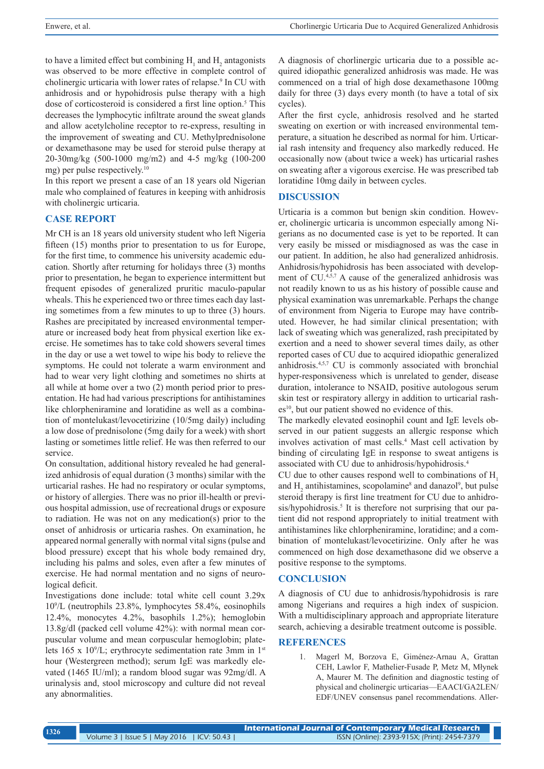to have a limited effect but combining $H_1$ and $H_2$ antagonists was observed to be more effective in complete control of cholinergic urticaria with lower rates of relapse.[9] In CU with anhidrosis and or hypohidrosis pulse therapy with a high dose of corticosteroid is considered a first line option.[5] This decreases the lymphocytic infiltrate around the sweat glands and allow acetylcholine receptor to re-express, resulting in the improvement of sweating and CU. Methylprednisolone or dexamethasone may be used for steroid pulse therapy at 20-30mg/kg (500-1000 mg/m2) and 4-5 mg/kg (100-200 mg) per pulse respectively.[10]

In this report we present a case of an 18 years old Nigerian male who complained of features in keeping with anhidrosis with cholinergic urticaria.

## CASE REPORT

Mr CH is an 18 years old university student who left Nigeria fifteen (15) months prior to presentation to us for Europe, for the first time, to commence his university academic education. Shortly after returning for holidays three (3) months prior to presentation, he began to experience intermittent but frequent episodes of generalized pruritic maculo-papular wheals. This he experienced two or three times each day lasting sometimes from a few minutes to up to three (3) hours. Rashes are precipitated by increased environmental temperature or increased body heat from physical exertion like exercise. He sometimes has to take cold showers several times in the day or use a wet towel to wipe his body to relieve the symptoms. He could not tolerate a warm environment and had to wear very light clothing and sometimes no shirts at all while at home over a two (2) month period prior to presentation. He had had various prescriptions for antihistamines like chlorpheniramine and loratidine as well as a combination of montelukast/levocetirizine (10/5mg daily) including a low dose of prednisolone (5mg daily for a week) with short lasting or sometimes little relief. He was then referred to our service.

On consultation, additional history revealed he had generalized anhidrosis of equal duration (3 months) similar with the urticarial rashes. He had no respiratory or ocular symptoms, or history of allergies. There was no prior ill-health or previous hospital admission, use of recreational drugs or exposure to radiation. He was not on any medication(s) prior to the onset of anhidrosis or urticaria rashes. On examination, he appeared normal generally with normal vital signs (pulse and blood pressure) except that his whole body remained dry, including his palms and soles, even after a few minutes of exercise. He had normal mentation and no signs of neurological deficit.

Investigations done include: total white cell count 3.29x $10^9$/L (neutrophils 23.8%, lymphocytes 58.4%, eosinophils 12.4%, monocytes 4.2%, basophils 1.2%); hemoglobin 13.8g/dl (packed cell volume 42%): with normal mean corpuscular volume and mean corpuscular hemoglobin; platelets 165 x $10^9$/L; erythrocyte sedimentation rate 3mm in 1st hour (Westergreen method); serum IgE was markedly elevated (1465 IU/ml); a random blood sugar was 92mg/dl. A urinalysis and, stool microscopy and culture did not reveal any abnormalities.

A diagnosis of chorlinergic urticaria due to a possible acquired idiopathic generalized anhidrosis was made. He was commenced on a trial of high dose dexamethasone 100mg daily for three (3) days every month (to have a total of six cycles).

After the first cycle, anhidrosis resolved and he started sweating on exertion or with increased environmental temperature, a situation he described as normal for him. Urticarial rash intensity and frequency also markedly reduced. He occasionally now (about twice a week) has urticarial rashes on sweating after a vigorous exercise. He was prescribed tab loratidine 10mg daily in between cycles.

## DISCUSSION

Urticaria is a common but benign skin condition. However, cholinergic urticaria is uncommon especially among Nigerians as no documented case is yet to be reported. It can very easily be missed or misdiagnosed as was the case in our patient. In addition, he also had generalized anhidrosis. Anhidrosis/hypohidrosis has been associated with development of CU.[4,5,7] A cause of the generalized anhidrosis was not readily known to us as his history of possible cause and physical examination was unremarkable. Perhaps the change of environment from Nigeria to Europe may have contributed. However, he had similar clinical presentation; with lack of sweating which was generalized, rash precipitated by exertion and a need to shower several times daily, as other reported cases of CU due to acquired idiopathic generalized anhidrosis.[4,5,7] CU is commonly associated with bronchial hyper-responsiveness which is unrelated to gender, disease duration, intolerance to NSAID, positive autologous serum skin test or respiratory allergy in addition to urticarial rashes[10], but our patient showed no evidence of this.

The markedly elevated eosinophil count and IgE levels observed in our patient suggests an allergic response which involves activation of mast cells.[4] Mast cell activation by binding of circulating IgE in response to sweat antigens is associated with CU due to anhidrosis/hypohidrosis.[4]

CU due to other causes respond well to combinations of $H_1$ and $H_2$ antihistamines, scopolamine[8] and danazol[9], but pulse steroid therapy is first line treatment for CU due to anhidrosis/hypohidrosis.[5] It is therefore not surprising that our patient did not respond appropriately to initial treatment with antihistamines like chlorpheniramine, loratidine; and a combination of montelukast/levocetirizine. Only after he was commenced on high dose dexamethasone did we observe a positive response to the symptoms.

## CONCLUSION

A diagnosis of CU due to anhidrosis/hypohidrosis is rare among Nigerians and requires a high index of suspicion. With a multidisciplinary approach and appropriate literature search, achieving a desirable treatment outcome is possible.

## REFERENCES

1. Magerl M, Borzova E, Giménez-Arnau A, Grattan CEH, Lawlor F, Mathelier-Fusade P, Metz M, Młynek A, Maurer M. The definition and diagnostic testing of physical and cholinergic urticarias—EAACI/GA2LEN/EDF/UNEV consensus panel recommendations. Aller-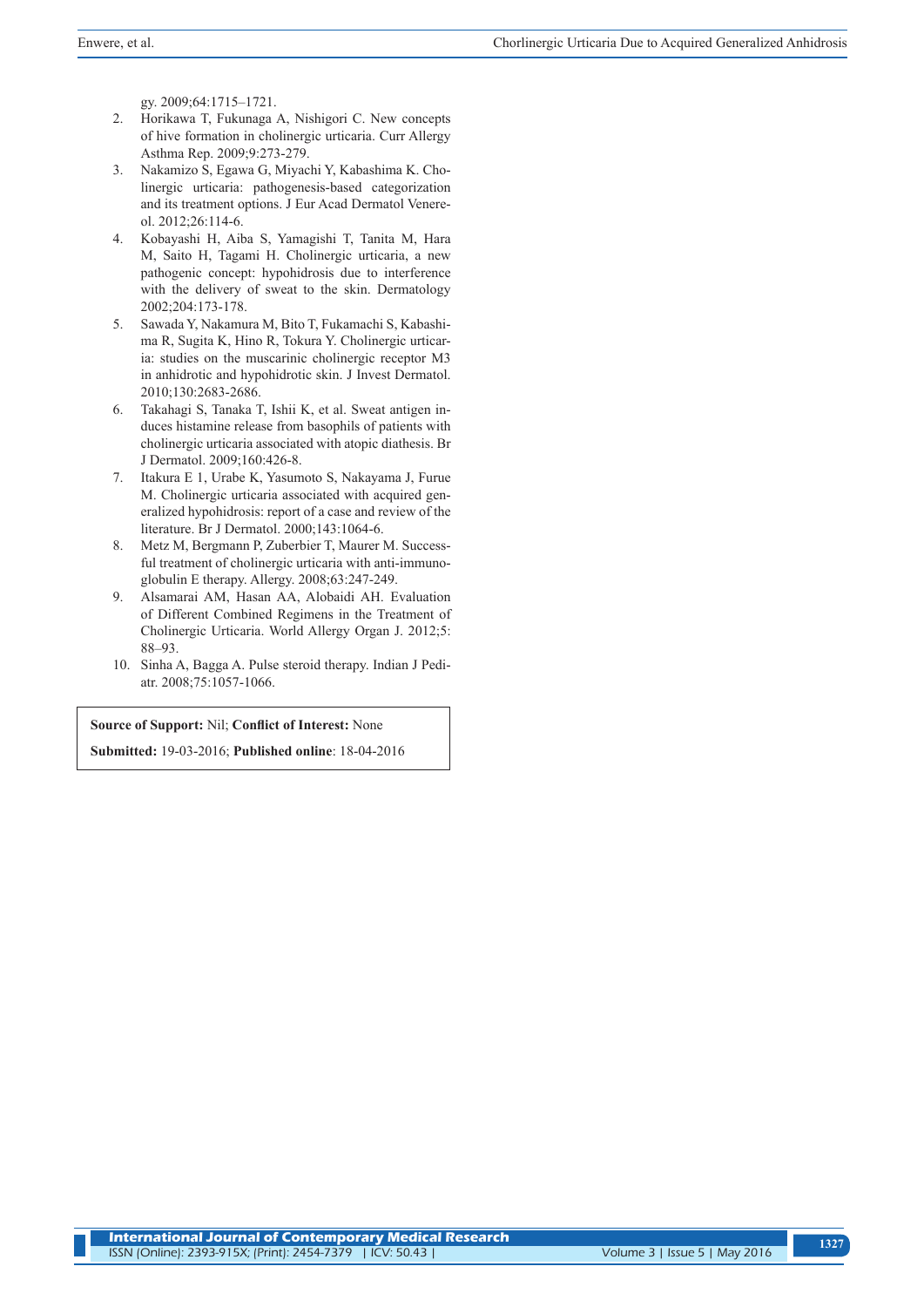gy. 2009;64:1715–1721.

2. Horikawa T, Fukunaga A, Nishigori C. New concepts of hive formation in cholinergic urticaria. Curr Allergy Asthma Rep. 2009;9:273-279.
3. Nakamizo S, Egawa G, Miyachi Y, Kabashima K. Cholinergic urticaria: pathogenesis-based categorization and its treatment options. J Eur Acad Dermatol Venereol. 2012;26:114-6.
4. Kobayashi H, Aiba S, Yamagishi T, Tanita M, Hara M, Saito H, Tagami H. Cholinergic urticaria, a new pathogenic concept: hypohidrosis due to interference with the delivery of sweat to the skin. Dermatology 2002;204:173-178.
5. Sawada Y, Nakamura M, Bito T, Fukamachi S, Kabashima R, Sugita K, Hino R, Tokura Y. Cholinergic urticaria: studies on the muscarinic cholinergic receptor M3 in anhidrotic and hypohidrotic skin. J Invest Dermatol. 2010;130:2683-2686.
6. Takahagi S, Tanaka T, Ishii K, et al. Sweat antigen induces histamine release from basophils of patients with cholinergic urticaria associated with atopic diathesis. Br J Dermatol. 2009;160:426-8.
7. Itakura E 1, Urabe K, Yasumoto S, Nakayama J, Furue M. Cholinergic urticaria associated with acquired generalized hypohidrosis: report of a case and review of the literature. Br J Dermatol. 2000;143:1064-6.
8. Metz M, Bergmann P, Zuberbier T, Maurer M. Successful treatment of cholinergic urticaria with anti-immunoglobulin E therapy. Allergy. 2008;63:247-249.
9. Alsamarai AM, Hasan AA, Alobaidi AH. Evaluation of Different Combined Regimens in the Treatment of Cholinergic Urticaria. World Allergy Organ J. 2012;5: 88–93.
10. Sinha A, Bagga A. Pulse steroid therapy. Indian J Pediatr. 2008;75:1057-1066.

**Source of Support:** Nil; **Conflict of Interest:** None

**Submitted:** 19-03-2016; **Published online**: 18-04-2016